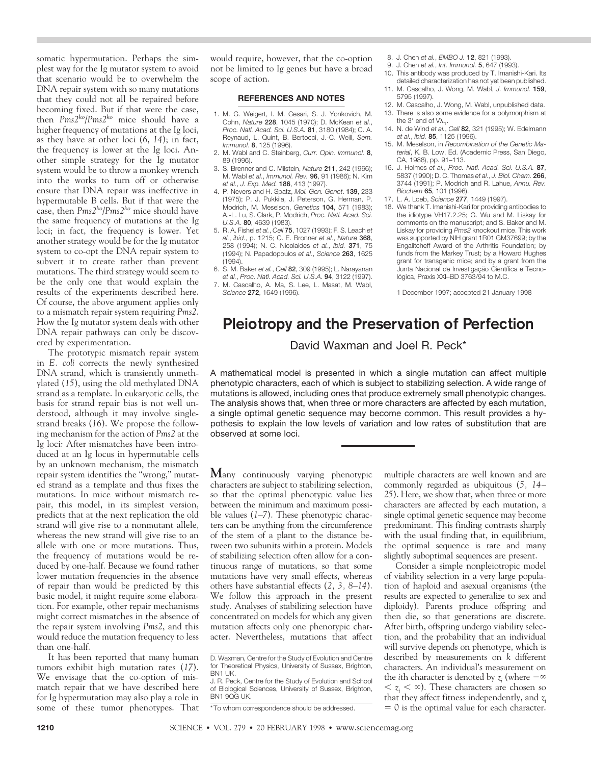somatic hypermutation. Perhaps the simplest way for the Ig mutator system to avoid that scenario would be to overwhelm the DNA repair system with so many mutations that they could not all be repaired before becoming fixed. But if that were the case, then $Pms2^{ko}/Pms2^{ko}$ mice should have a higher frequency of mutations at the Ig loci, as they have at other loci (6, 14); in fact, the frequency is lower at the Ig loci. Another simple strategy for the Ig mutator system would be to throw a monkey wrench into the works to turn off or otherwise ensure that DNA repair was ineffective in hypermutable B cells. But if that were the case, then $Pms2^{ko}/Pms2^{ko}$ mice should have the same frequency of mutations at the Ig loci; in fact, the frequency is lower. Yet another strategy would be for the Ig mutator system to co-opt the DNA repair system to subvert it to create rather than prevent mutations. The third strategy would seem to be the only one that would explain the results of the experiments described here. Of course, the above argument applies only to a mismatch repair system requiring *Pms2*. How the Ig mutator system deals with other DNA repair pathways can only be discovered by experimentation.

The prototypic mismatch repair system in *E. coli* corrects the newly synthesized DNA strand, which is transiently unmethylated (15), using the old methylated DNA strand as a template. In eukaryotic cells, the basis for strand repair bias is not well understood, although it may involve single-strand breaks (16). We propose the following mechanism for the action of *Pms2* at the Ig loci: After mismatches have been introduced at an Ig locus in hypermutable cells by an unknown mechanism, the mismatch repair system identifies the "wrong," mutated strand as a template and thus fixes the mutations. In mice without mismatch repair, this model, in its simplest version, predicts that at the next replication the old strand will give rise to a nonmutant allele, whereas the new strand will give rise to an allele with one or more mutations. Thus, the frequency of mutations would be reduced by one-half. Because we found rather lower mutation frequencies in the absence of repair than would be predicted by this basic model, it might require some elaboration. For example, other repair mechanisms might correct mismatches in the absence of the repair system involving *Pms2*, and this would reduce the mutation frequency to less than one-half.

It has been reported that many human tumors exhibit high mutation rates (17). We envisage that the co-option of mismatch repair that we have described here for Ig hypermutation may also play a role in some of these tumor phenotypes. That would require, however, that the co-option not be limited to Ig genes but have a broad scope of action.

### REFERENCES AND NOTES

1. M. G. Weigert, I. M. Cesari, S. J. Yonkovich, M. Cohn, *Nature* **228**, 1045 (1970); D. McKean *et al.*, *Proc. Natl. Acad. Sci. U.S.A.* **81**, 3180 (1984); C. A. Reynaud, L. Quint, B. Bertocci, J.-C. Weill, *Sem. Immunol*. **8**, 125 (1996).
2. M. Wabl and C. Steinberg, *Curr. Opin. Immunol.* **8**, 89 (1996).
3. S. Brenner and C. Milstein, *Nature* **211**, 242 (1966); M. Wabl *et al.*, *Immunol. Rev.* **96**, 91 (1986); N. Kim *et al.*, *J. Exp. Med.* **186**, 413 (1997).
4. P. Nevers and H. Spatz, *Mol. Gen. Genet*. **139**, 233 (1975); P. J. Pukkila, J. Peterson, G. Herman, P. Modrich, M. Meselson, *Genetics* **104**, 571 (1983); A.-L. Lu, S. Clark, P. Modrich, *Proc. Natl. Acad. Sci. U.S.A.* **80**, 4639 (1983).
5. R. A. Fishel *et al.*, *Cell* **75**, 1027 (1993); F. S. Leach *et al.*, *ibid.*, p. 1215; C. E. Bronner *et al.*, *Nature* **368**, 258 (1994); N. C. Nicolaides *et al.*, *ibid.* **371**, 75 (1994); N. Papadopoulos *et al.*, *Science* **263**, 1625 (1994).
6. S. M. Baker *et al.*, *Cell* **82**, 309 (1995); L. Narayanan *et al.*, *Proc. Natl. Acad. Sci. U.S.A.* **94**, 3122 (1997).
7. M. Cascalho, A. Ma, S. Lee, L. Masat, M. Wabl, *Science* **272**, 1649 (1996).
8. J. Chen *et al.*, *EMBO J.* **12**, 821 (1993).
9. J. Chen *et al.*, *Int. Immunol.* **5**, 647 (1993).
10. This antibody was produced by T. Imanishi-Kari. Its detailed characterization has not yet been published.
11. M. Cascalho, J. Wong, M. Wabl, *J. Immunol.* **159**, 5795 (1997).
12. M. Cascalho, J. Wong, M. Wabl, unpublished data.
13. There is also some evidence for a polymorphism at the 3′ end of $V\lambda_1$.
14. N. de Wind *et al.*, *Cell* **82**, 321 (1995); W. Edelmann *et al.*, *ibid.* **85**, 1125 (1996).
15. M. Meselson, in *Recombination of the Genetic Material*, K. B. Low, Ed. (Academic Press, San Diego, CA, 1988), pp. 91–113.
16. J. Holmes *et al.*, *Proc. Natl. Acad. Sci. U.S.A.* **87**, 5837 (1990); D. C. Thomas *et al.*, *J. Biol. Chem.* **266**, 3744 (1991); P. Modrich and R. Lahue, *Annu. Rev. Biochem* **65**, 101 (1996).
17. L. A. Loeb, *Science* **277**, 1449 (1997).
18. We thank T. Imanishi-Kari for providing antibodies to the idiotype VH17.2.25; G. Wu and M. Liskay for comments on the manuscript; and S. Baker and M. Liskay for providing *Pms2* knockout mice. This work was supported by NIH grant 1R01 GM37699; by the Engalitcheff Award of the Arthritis Foundation; by funds from the Markey Trust; by a Howard Hughes grant for transgenic mice; and by a grant from the Junta Nacional de Investigação Científica e Tecnológica, Praxis XXI–BD 3763/94 to M.C.

1 December 1997; accepted 21 January 1998

# Pleiotropy and the Preservation of Perfection

David Waxman and Joel R. Peck*

A mathematical model is presented in which a single mutation can affect multiple phenotypic characters, each of which is subject to stabilizing selection. A wide range of mutations is allowed, including ones that produce extremely small phenotypic changes. The analysis shows that, when three or more characters are affected by each mutation, a single optimal genetic sequence may become common. This result provides a hypothesis to explain the low levels of variation and low rates of substitution that are observed at some loci.

Many continuously varying phenotypic characters are subject to stabilizing selection, so that the optimal phenotypic value lies between the minimum and maximum possible values (1–7). These phenotypic characters can be anything from the circumference of the stem of a plant to the distance between two subunits within a protein. Models of stabilizing selection often allow for a continuous range of mutations, so that some mutations have very small effects, whereas others have substantial effects (2, 3, 8–14). We follow this approach in the present study. Analyses of stabilizing selection have concentrated on models for which any given mutation affects only one phenotypic character. Nevertheless, mutations that affect multiple characters are well known and are commonly regarded as ubiquitous (5, 14–25). Here, we show that, when three or more characters are affected by each mutation, a single optimal genetic sequence may become predominant. This finding contrasts sharply with the usual finding that, in equilibrium, the optimal sequence is rare and many slightly suboptimal sequences are present.

Consider a simple nonpleiotropic model of viability selection in a very large population of haploid and asexual organisms (the results are expected to generalize to sex and diploidy). Parents produce offspring and then die, so that generations are discrete. After birth, offspring undergo viability selection, and the probability that an individual will survive depends on phenotype, which is described by measurements on $k$ different characters. An individual's measurement on the $i$th character is denoted by $z_i$ (where $-\infty < z_i < \infty$). These characters are chosen so that they affect fitness independently, and $z_i = 0$ is the optimal value for each character.

D. Waxman, Centre for the Study of Evolution and Centre for Theoretical Physics, University of Sussex, Brighton, BN1 UK.
J. R. Peck, Centre for the Study of Evolution and School of Biological Sciences, University of Sussex, Brighton, BN1 9QG UK.

*To whom correspondence should be addressed.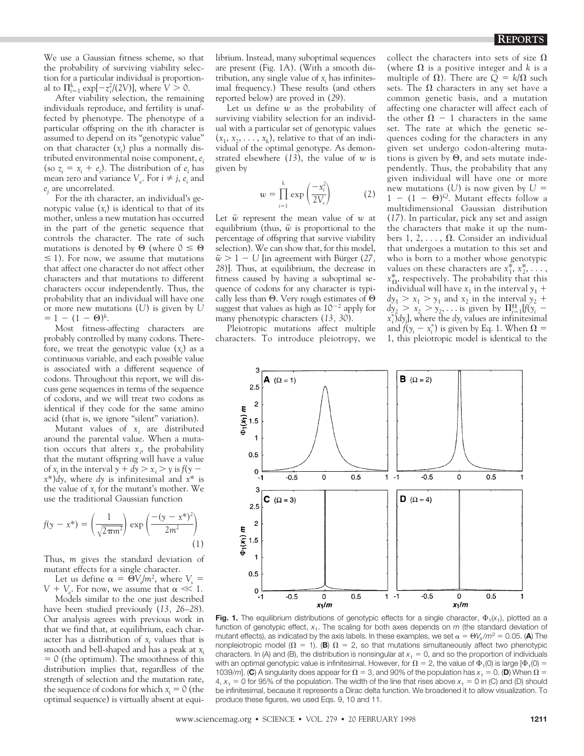We use a Gaussian fitness scheme, so that the probability of surviving viability selection for a particular individual is proportional to $\prod_{i=1}^{k} \exp[-z_i^2/(2V)]$, where $V > 0$.

After viability selection, the remaining individuals reproduce, and fertility is unaffected by phenotype. The phenotype of a particular offspring on the $i$th character is assumed to depend on its "genotypic value" on that character ($x_i$) plus a normally distributed environmental noise component, $e_i$ (so $z_i = x_i + e_i$). The distribution of $e_i$ has mean zero and variance $V_e$. For $i \neq j$, $e_i$ and $e_j$ are uncorrelated.

For the $i$th character, an individual's genotypic value ($x_i$) is identical to that of its mother, unless a new mutation has occurred in the part of the genetic sequence that controls the character. The rate of such mutations is denoted by $\Theta$ (where $0 \leq \Theta \leq 1$). For now, we assume that mutations that affect one character do not affect other characters and that mutations to different characters occur independently. Thus, the probability that an individual will have one or more new mutations ($U$) is given by $U = 1 - (1 - \Theta)^k$.

Most fitness-affecting characters are probably controlled by many codons. Therefore, we treat the genotypic value ($x_i$) as a continuous variable, and each possible value is associated with a different sequence of codons. Throughout this report, we will discuss gene sequences in terms of the sequence of codons, and we will treat two codons as identical if they code for the same amino acid (that is, we ignore "silent" variation).

Mutant values of $x_i$ are distributed around the parental value. When a mutation occurs that alters $x_i$, the probability that the mutant offspring will have a value of $x_i$ in the interval $y + dy > x_i > y$ is $f(y - x^*)dy$, where $dy$ is infinitesimal and $x^*$ is the value of $x_i$ for the mutant's mother. We use the traditional Gaussian function

$$f(y - x^*) = \left(\frac{1}{\sqrt{2\pi m^2}}\right) \exp\left(\frac{-(y - x^*)^2}{2m^2}\right) \quad (1)$$

Thus, $m$ gives the standard deviation of mutant effects for a single character.

Let us define $\alpha = \Theta V_s/m^2$, where $V_s = V + V_e$. For now, we assume that $\alpha \ll 1$.

Models similar to the one just described have been studied previously (13, 26–28). Our analysis agrees with previous work in that we find that, at equilibrium, each character has a distribution of $x_i$ values that is smooth and bell-shaped and has a peak at $x_i = 0$ (the optimum). The smoothness of this distribution implies that, regardless of the strength of selection and the mutation rate, the sequence of codons for which $x_i = 0$ (the optimal sequence) is virtually absent at equilibrium. Instead, many suboptimal sequences are present (Fig. 1A). (With a smooth distribution, any single value of $x_i$ has infinitesimal frequency.) These results (and others reported below) are proved in (29).

Let us define $w$ as the probability of surviving viability selection for an individual with a particular set of genotypic values ($x_1, x_2, \ldots, x_k$), relative to that of an individual of the optimal genotype. As demonstrated elsewhere (13), the value of $w$ is given by

$$w = \prod_{i=1}^{k} \exp\left(\frac{-x_i^2}{2V_s}\right) \quad (2)$$

Let $\bar{w}$ represent the mean value of $w$ at equilibrium (thus, $\bar{w}$ is proportional to the percentage of offspring that survive viability selection). We can show that, for this model, $\bar{w} > 1 - U$ [in agreement with Bürger (27, 28)]. Thus, at equilibrium, the decrease in fitness caused by having a suboptimal sequence of codons for any character is typically less than $\Theta$. Very rough estimates of $\Theta$ suggest that values as high as $10^{-2}$ apply for many phenotypic characters (13, 30).

Pleiotropic mutations affect multiple characters. To introduce pleiotropy, we collect the characters into sets of size $\Omega$ (where $\Omega$ is a positive integer and $k$ is a multiple of $\Omega$). There are $Q = k/\Omega$ such sets. The $\Omega$ characters in any set have a common genetic basis, and a mutation affecting one character will affect each of the other $\Omega - 1$ characters in the same set. The rate at which the genetic sequences coding for the characters in any given set undergo codon-altering mutations is given by $\Theta$, and sets mutate independently. Thus, the probability that any given individual will have one or more new mutations ($U$) is now given by $U = 1 - (1 - \Theta)^Q$. Mutant effects follow a multidimensional Gaussian distribution (17). In particular, pick any set and assign the characters that make it up the numbers $1, 2, \ldots, \Omega$. Consider an individual that undergoes a mutation to this set and who is born to a mother whose genotypic values on these characters are $x_1^*, x_2^*, \ldots, x_\Omega^*$, respectively. The probability that this individual will have $x_1$ in the interval $y_1 + dy_1 > x_1 > y_1$ and $x_2$ in the interval $y_2 + dy_2 > x_2 > y_2, \ldots$ is given by $\prod_{i=1}^{\Omega}[f(y_i - x_i^*)dy_i]$, where the $dy_i$ values are infinitesimal and $f(y_i - x_i^*)$ is given by Eq. 1. When $\Omega = 1$, this pleiotropic model is identical to the

A ($\Omega = 1$)
B ($\Omega = 2$)
C ($\Omega = 3$)
D ($\Omega = 4$)
$\Phi_1(x_1)\,m$
$x_1/m$
0
0.5
1
1.5
2
2.5
3
-1
-0.5
0
0.5
1

**Fig. 1.** The equilibrium distributions of genotypic effects for a single character, $\Phi_1(x_1)$, plotted as a function of genotypic effect, $x_1$. The scaling for both axes depends on $m$ (the standard deviation of mutant effects), as indicated by the axis labels. In these examples, we set $\alpha = \Theta V_s/m^2 = 0.05$. (**A**) The nonpleiotropic model ($\Omega = 1$). (**B**) $\Omega = 2$, so that mutations simultaneously affect two phenotypic characters. In (A) and (B), the distribution is nonsingular at $x_1 = 0$, and so the proportion of individuals with an optimal genotypic value is infinitesimal. However, for $\Omega = 2$, the value of $\Phi_1(0)$ is large [$\Phi_1(0) = 1039/m$]. (**C**) A singularity does appear for $\Omega = 3$, and 90% of the population has $x_1 = 0$. (**D**) When $\Omega = 4$, $x_1 = 0$ for 95% of the population. The width of the line that rises above $x_1 = 0$ in (C) and (D) should be infinitesimal, because it represents a Dirac delta function. We broadened it to allow visualization. To produce these figures, we used Eqs. 9, 10 and 11.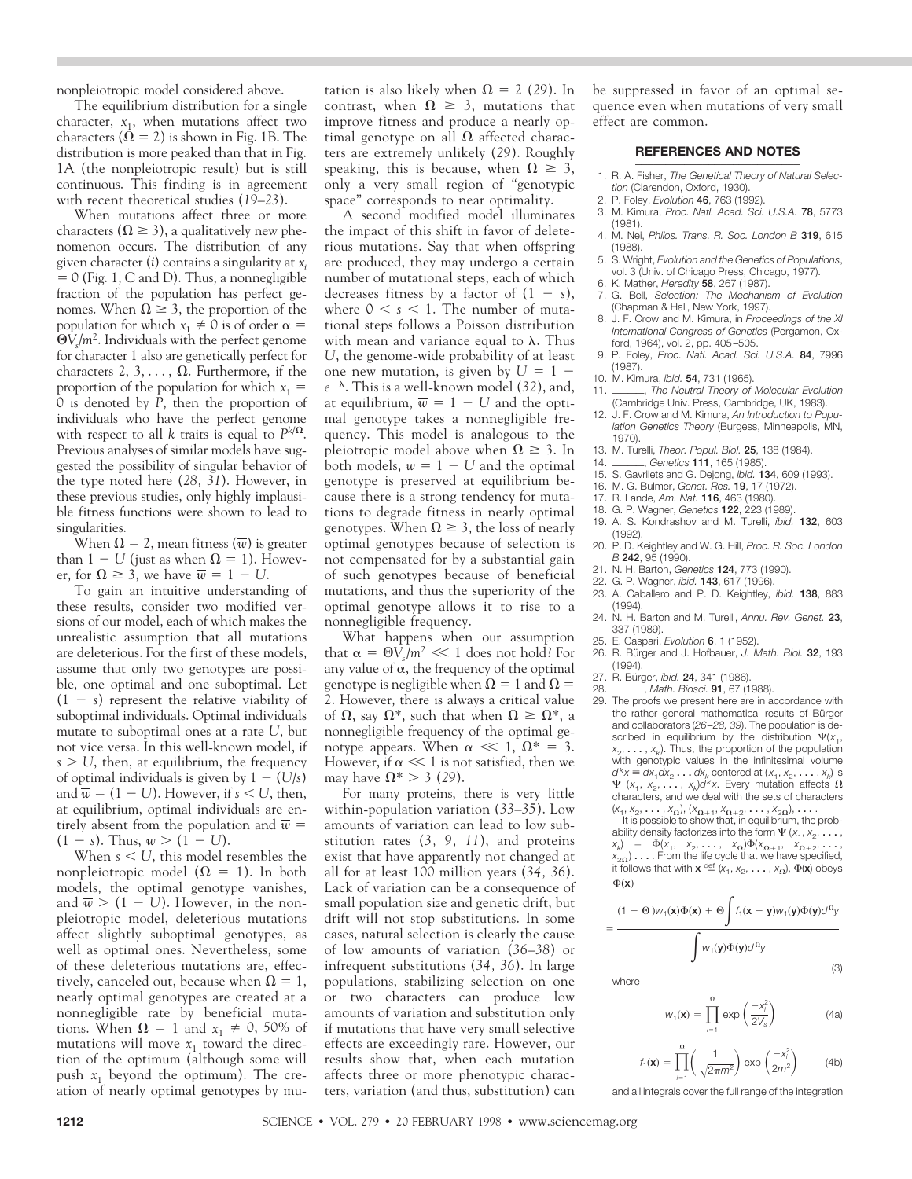nonpleiotropic model considered above.

The equilibrium distribution for a single character, $x_1$, when mutations affect two characters ($\Omega = 2$) is shown in Fig. 1B. The distribution is more peaked than that in Fig. 1A (the nonpleiotropic result) but is still continuous. This finding is in agreement with recent theoretical studies (*19–23*).

When mutations affect three or more characters ($\Omega \geq 3$), a qualitatively new phenomenon occurs. The distribution of any given character ($i$) contains a singularity at $x_i = 0$ (Fig. 1, C and D). Thus, a nonnegligible fraction of the population has perfect genomes. When $\Omega \geq 3$, the proportion of the population for which $x_1 \neq 0$ is of order $\alpha = \Theta V_s/m^2$. Individuals with the perfect genome for character 1 also are genetically perfect for characters $2, 3, \ldots, \Omega$. Furthermore, if the proportion of the population for which $x_1 = 0$ is denoted by $P$, then the proportion of individuals who have the perfect genome with respect to all $k$ traits is equal to $P^{k/\Omega}$. Previous analyses of similar models have suggested the possibility of singular behavior of the type noted here (*28, 31*). However, in these previous studies, only highly implausible fitness functions were shown to lead to singularities.

When $\Omega = 2$, mean fitness ($\bar{w}$) is greater than $1 - U$ (just as when $\Omega = 1$). However, for $\Omega \geq 3$, we have $\bar{w} = 1 - U$.

To gain an intuitive understanding of these results, consider two modified versions of our model, each of which makes the unrealistic assumption that all mutations are deleterious. For the first of these models, assume that only two genotypes are possible, one optimal and one suboptimal. Let $(1 - s)$ represent the relative viability of suboptimal individuals. Optimal individuals mutate to suboptimal ones at a rate $U$, but not vice versa. In this well-known model, if $s > U$, then, at equilibrium, the frequency of optimal individuals is given by $1 - (U/s)$ and $\bar{w} = (1 - U)$. However, if $s < U$, then, at equilibrium, optimal individuals are entirely absent from the population and $\bar{w} = (1 - s)$. Thus, $\bar{w} > (1 - U)$.

When $s < U$, this model resembles the nonpleiotropic model ($\Omega = 1$). In both models, the optimal genotype vanishes, and $\bar{w} > (1 - U)$. However, in the nonpleiotropic model, deleterious mutations affect slightly suboptimal genotypes, as well as optimal ones. Nevertheless, some of these deleterious mutations are, effectively, canceled out, because when $\Omega = 1$, nearly optimal genotypes are created at a nonnegligible rate by beneficial mutations. When $\Omega = 1$ and $x_1 \neq 0$, 50% of mutations will move $x_1$ toward the direction of the optimum (although some will push $x_1$ beyond the optimum). The creation of nearly optimal genotypes by mutation is also likely when $\Omega = 2$ (*29*). In contrast, when $\Omega \geq 3$, mutations that improve fitness and produce a nearly optimal genotype on all $\Omega$ affected characters are extremely unlikely (*29*). Roughly speaking, this is because, when $\Omega \geq 3$, only a very small region of "genotypic space" corresponds to near optimality.

A second modified model illuminates the impact of this shift in favor of deleterious mutations. Say that when offspring are produced, they may undergo a certain number of mutational steps, each of which decreases fitness by a factor of $(1 - s)$, where $0 < s < 1$. The number of mutational steps follows a Poisson distribution with mean and variance equal to $\lambda$. Thus $U$, the genome-wide probability of at least one new mutation, is given by $U = 1 - e^{-\lambda}$. This is a well-known model (*32*), and, at equilibrium, $\bar{w} = 1 - U$ and the optimal genotype takes a nonnegligible frequency. This model is analogous to the pleiotropic model above when $\Omega \geq 3$. In both models, $\bar{w} = 1 - U$ and the optimal genotype is preserved at equilibrium because there is a strong tendency for mutations to degrade fitness in nearly optimal genotypes. When $\Omega \geq 3$, the loss of nearly optimal genotypes because of selection is not compensated for by a substantial gain of such genotypes because of beneficial mutations, and thus the superiority of the optimal genotype allows it to rise to a nonnegligible frequency.

What happens when our assumption that $\alpha = \Theta V_s/m^2 \ll 1$ does not hold? For any value of $\alpha$, the frequency of the optimal genotype is negligible when $\Omega = 1$ and $\Omega = 2$. However, there is always a critical value of $\Omega$, say $\Omega^*$, such that when $\Omega \geq \Omega^*$, a nonnegligible frequency of the optimal genotype appears. When $\alpha \ll 1$, $\Omega^* = 3$. However, if $\alpha \ll 1$ is not satisfied, then we may have $\Omega^* > 3$ (*29*).

For many proteins, there is very little within-population variation (*33–35*). Low amounts of variation can lead to low substitution rates (*3, 9, 11*), and proteins exist that have apparently not changed at all for at least 100 million years (*34, 36*). Lack of variation can be a consequence of small population size and genetic drift, but drift will not stop substitutions. In some cases, natural selection is clearly the cause of low amounts of variation (*36–38*) or infrequent substitutions (*34, 36*). In large populations, stabilizing selection on one or two characters can produce low amounts of variation and substitution only if mutations that have very small selective effects are exceedingly rare. However, our results show that, when each mutation affects three or more phenotypic characters, variation (and thus, substitution) can be suppressed in favor of an optimal sequence even when mutations of very small effect are common.

## REFERENCES AND NOTES

1. R. A. Fisher, *The Genetical Theory of Natural Selection* (Clarendon, Oxford, 1930).
2. P. Foley, *Evolution* **46**, 763 (1992).
3. M. Kimura, *Proc. Natl. Acad. Sci. U.S.A.* **78**, 5773 (1981).
4. M. Nei, *Philos. Trans. R. Soc. London B* **319**, 615 (1988).
5. S. Wright, *Evolution and the Genetics of Populations*, vol. 3 (Univ. of Chicago Press, Chicago, 1977).
6. K. Mather, *Heredity* **58**, 267 (1987).
7. G. Bell, *Selection: The Mechanism of Evolution* (Chapman & Hall, New York, 1997).
8. J. F. Crow and M. Kimura, in *Proceedings of the XI International Congress of Genetics* (Pergamon, Oxford, 1964), vol. 2, pp. 405–505.
9. P. Foley, *Proc. Natl. Acad. Sci. U.S.A.* **84**, 7996 (1987).
10. M. Kimura, *ibid.* **54**, 731 (1965).
11. ______, *The Neutral Theory of Molecular Evolution* (Cambridge Univ. Press, Cambridge, UK, 1983).
12. J. F. Crow and M. Kimura, *An Introduction to Population Genetics Theory* (Burgess, Minneapolis, MN, 1970).
13. M. Turelli, *Theor. Popul. Biol.* **25**, 138 (1984).
14. ______, *Genetics* **111**, 165 (1985).
15. S. Gavrilets and G. Dejong, *ibid.* **134**, 609 (1993).
16. M. G. Bulmer, *Genet. Res.* **19**, 17 (1972).
17. R. Lande, *Am. Nat.* **116**, 463 (1980).
18. G. P. Wagner, *Genetics* **122**, 223 (1989).
19. A. S. Kondrashov and M. Turelli, *ibid.* **132**, 603 (1992).
20. P. D. Keightley and W. G. Hill, *Proc. R. Soc. London B* **242**, 95 (1990).
21. N. H. Barton, *Genetics* **124**, 773 (1990).
22. G. P. Wagner, *ibid.* **143**, 617 (1996).
23. A. Caballero and P. D. Keightley, *ibid.* **138**, 883 (1994).
24. N. H. Barton and M. Turelli, *Annu. Rev. Genet.* **23**, 337 (1989).
25. E. Caspari, *Evolution* **6**, 1 (1952).
26. R. Bürger and J. Hofbauer, *J. Math. Biol.* **32**, 193 (1994).
27. R. Bürger, *ibid.* **24**, 341 (1986).
28. ______, *Math. Biosci.* **91**, 67 (1988).
29. The proofs we present here are in accordance with the rather general mathematical results of Bürger and collaborators (*26–28, 39*). The population is described in equilibrium by the distribution $\Psi(x_1, x_2, \ldots, x_k)$. Thus, the proportion of the population with genotypic values in the infinitesimal volume $d^k x \equiv dx_1 dx_2 \ldots dx_k$ centered at $(x_1, x_2, \ldots, x_k)$ is $\Psi(x_1, x_2, \ldots, x_k) d^k x$. Every mutation affects $\Omega$ characters, and we deal with the sets of characters $(x_1, x_2, \ldots, x_\Omega), (x_{\Omega+1}, x_{\Omega+2}, \ldots, x_{2\Omega}), \ldots$.

    It is possible to show that, in equilibrium, the probability density factorizes into the form $\Psi(x_1, x_2, \ldots, x_k) = \Phi(x_1, x_2, \ldots, x_\Omega)\Phi(x_{\Omega+1}, x_{\Omega+2}, \ldots, x_{2\Omega}) \ldots$. From the life cycle that we have specified, it follows that with $\mathbf{x} \stackrel{\text{def}}{=} (x_1, x_2, \ldots, x_\Omega)$, $\Phi(\mathbf{x})$ obeys $\Phi(\mathbf{x})$

$$= \frac{(1 - \Theta)w_1(\mathbf{x})\Phi(\mathbf{x}) + \Theta \int f_1(\mathbf{x} - \mathbf{y})w_1(\mathbf{y})\Phi(\mathbf{y})d^\Omega y}{\int w_1(\mathbf{y})\Phi(\mathbf{y})d^\Omega y} \tag{3}$$

where

$$w_1(\mathbf{x}) = \prod_{i=1}^{\Omega} \exp\left(\frac{-x_i^2}{2V_s}\right) \tag{4a}$$

$$f_1(\mathbf{x}) = \prod_{i=1}^{\Omega} \left(\frac{1}{\sqrt{2\pi m^2}}\right) \exp\left(\frac{-x_i^2}{2m^2}\right) \tag{4b}$$

and all integrals cover the full range of the integration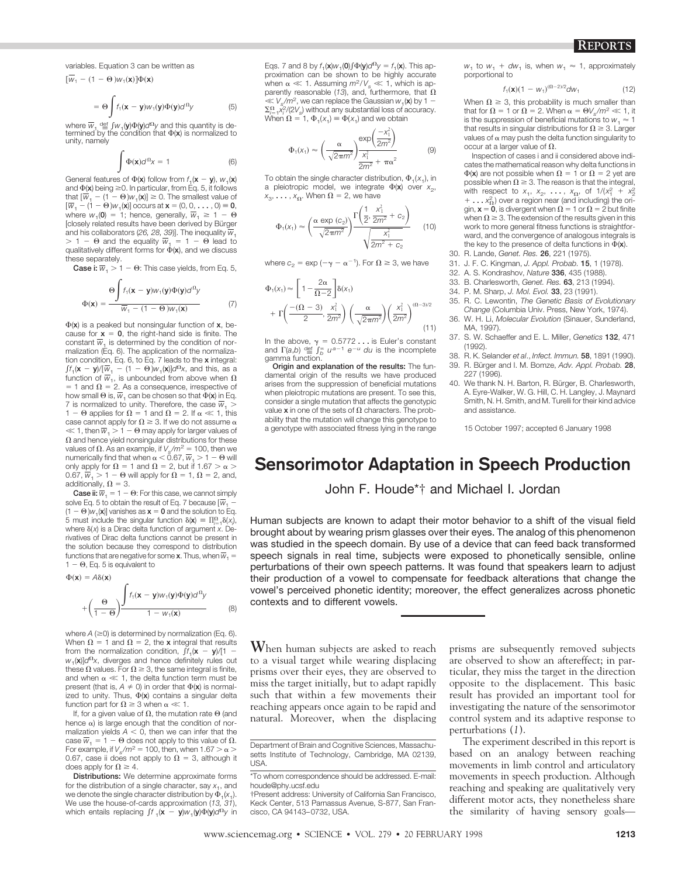variables. Equation 3 can be written as

$$[\overline{w}_1 - (1-\Theta)w_1(\mathbf{x})]\Phi(\mathbf{x})$$

$$= \Theta \int f_1(\mathbf{x}-\mathbf{y})w_1(\mathbf{y})\Phi(\mathbf{y})d^{\Omega}y \qquad (5)$$

where $\overline{w}_1 \stackrel{\text{def}}{=} \int w_1(\mathbf{y})\Phi(\mathbf{y})d^{\Omega}y$ and this quantity is determined by the condition that $\Phi(\mathbf{x})$ is normalized to unity, namely

$$\int \Phi(\mathbf{x})d^{\Omega}x = 1 \qquad (6)$$

General features of $\Phi(\mathbf{x})$ follow from $f_1(\mathbf{x}-\mathbf{y})$, $w_1(\mathbf{x})$ and $\Phi(\mathbf{x})$ being $\geq 0$. In particular, from Eq. 5, it follows that $[\overline{w}_1 - (1-\Theta)w_1(\mathbf{x})] \geq 0$. The smallest value of $[\overline{w}_1 - (1-\Theta)w_1(\mathbf{x})]$ occurs at $\mathbf{x} = (0, 0, \ldots, 0) \equiv \mathbf{0}$, where $w_1(\mathbf{0}) = 1$; hence, generally, $\overline{w}_1 \geq 1 - \Theta$ [closely related results have been derived by Bürger and his collaborators (26, 28, 39)]. The inequality $\overline{w}_1 > 1 - \Theta$ and the equality $\overline{w}_1 = 1 - \Theta$ lead to qualitatively different forms for $\Phi(\mathbf{x})$, and we discuss these separately.

**Case i:** $\overline{w}_1 > 1 - \Theta$: This case yields, from Eq. 5,

$$\Phi(\mathbf{x}) = \frac{\Theta \int f_1(\mathbf{x}-\mathbf{y})w_1(\mathbf{y})\Phi(\mathbf{y})d^{\Omega}y}{\overline{w}_1 - (1-\Theta)w_1(\mathbf{x})} \qquad (7)$$

$\Phi(\mathbf{x})$ is a peaked but nonsingular function of $\mathbf{x}$, because for $\mathbf{x} = \mathbf{0}$, the right-hand side is finite. The constant $\overline{w}_1$ is determined by the condition of normalization (Eq. 6). The application of the normalization condition, Eq. 6, to Eq. 7 leads to the $\mathbf{x}$ integral: $\int f_1(\mathbf{x}-\mathbf{y})/[\overline{w}_1 - (1-\Theta)w_1(\mathbf{x})]d^{\Omega}x$, and this, as a function of $\overline{w}_1$, is unbounded from above when $\Omega = 1$ and $\Omega = 2$. As a consequence, irrespective of how small $\Theta$ is, $\overline{w}_1$ can be chosen so that $\Phi(\mathbf{x})$ in Eq. 7 is normalized to unity. Therefore, the case $\overline{w}_1 > 1 - \Theta$ applies for $\Omega = 1$ and $\Omega = 2$. If $\alpha \ll 1$, this case cannot apply for $\Omega \geq 3$. If we do not assume $\alpha \ll 1$, then $\overline{w}_1 > 1 - \Theta$ may apply for larger values of $\Omega$ and hence yield nonsingular distributions for these values of $\Omega$. As an example, if $V_s/m^2 = 100$, then we numerically find that when $\alpha < 0.67$, $\overline{w}_1 > 1 - \Theta$ will only apply for $\Omega = 1$ and $\Omega = 2$, but if $1.67 > \alpha > 0.67$, $\overline{w}_1 > 1 - \Theta$ will apply for $\Omega = 1$, $\Omega = 2$, and, additionally, $\Omega = 3$.

**Case ii:** $\overline{w}_1 = 1 - \Theta$: For this case, we cannot simply solve Eq. 5 to obtain the result of Eq. 7 because $[\overline{w}_1 - (1-\Theta)w_1(\mathbf{x})]$ vanishes as $\mathbf{x} = \mathbf{0}$ and the solution to Eq. 5 must include the singular function $\delta(\mathbf{x}) \equiv \prod_{i=1}^{\Omega}\delta(x_i)$, where $\delta(x)$ is a Dirac delta function of argument $x$. Derivatives of Dirac delta functions cannot be present in the solution because they correspond to distribution functions that are negative for some $\mathbf{x}$. Thus, when $\overline{w}_1 = 1 - \Theta$, Eq. 5 is equivalent to

$$\Phi(\mathbf{x}) = A\delta(\mathbf{x}) + \left(\frac{\Theta}{1-\Theta}\right)\frac{\int f_1(\mathbf{x}-\mathbf{y})w_1(\mathbf{y})\Phi(\mathbf{y})d^{\Omega}y}{1 - w_1(\mathbf{x})} \qquad (8)$$

where $A$ ($\geq 0$) is determined by normalization (Eq. 6). When $\Omega = 1$ and $\Omega = 2$, the $\mathbf{x}$ integral that results from the normalization condition, $\int f_1(\mathbf{x}-\mathbf{y})/[1 - w_1(\mathbf{x})]d^{\Omega}x$, diverges and hence definitely rules out these $\Omega$ values. For $\Omega \geq 3$, the same integral is finite, and when $\alpha \ll 1$, the delta function term must be present (that is, $A \neq 0$) in order that $\Phi(\mathbf{x})$ is normalized to unity. Thus, $\Phi(\mathbf{x})$ contains a singular delta function part for $\Omega \geq 3$ when $\alpha \ll 1$.

If, for a given value of $\Omega$, the mutation rate $\Theta$ (and hence $\alpha$) is large enough that the condition of normalization yields $A < 0$, then we can infer that the case $\overline{w}_1 = 1 - \Theta$ does not apply to this value of $\Omega$. For example, if $V_s/m^2 = 100$, then, when $1.67 > \alpha > 0.67$, case ii does not apply to $\Omega = 3$, although it does apply for $\Omega \geq 4$.

**Distributions:** We determine approximate forms for the distribution of a single character, say $x_1$, and we denote the single character distribution by $\Phi_1(x_1)$. We use the house-of-cards approximation (13, 31), which entails replacing $\int f_1(\mathbf{x}-\mathbf{y})w_1(\mathbf{y})\Phi(\mathbf{y})d^{\Omega}y$ in Eqs. 7 and 8 by $f_1(\mathbf{x})w_1(\mathbf{0})\int\Phi(\mathbf{y})d^{\Omega}y = f_1(\mathbf{x})$. This approximation can be shown to be highly accurate when $\alpha \ll 1$. Assuming $m^2/V_s \ll 1$, which is apparently reasonable (13), and, furthermore, that $\Omega \ll V_s/m^2$, we can replace the Gaussian $w_1(\mathbf{x})$ by $1 - \Sigma_{i=1}^{\Omega}x_i^2/(2V_s)$ without any substantial loss of accuracy. When $\Omega = 1$, $\Phi_1(x_1) \equiv \Phi(x_1)$ and we obtain

$$\Phi_1(x_1) \approx \left(\frac{\alpha}{\sqrt{2\pi m^2}}\right)\frac{\exp\left(\frac{-x_1^2}{2m^2}\right)}{\frac{x_1^2}{2m^2} + \pi\alpha^2} \qquad (9)$$

To obtain the single character distribution, $\Phi_1(x_1)$, in a pleiotropic model, we integrate $\Phi(\mathbf{x})$ over $x_2$, $x_3, \ldots, x_{\Omega}$. When $\Omega = 2$, we have

$$\Phi_1(x_1) \approx \left(\frac{\alpha\exp(c_2)}{\sqrt{2\pi m^2}}\right)\frac{\Gamma\left(\frac{1}{2}, \frac{x_1^2}{2m^2} + c_2\right)}{\sqrt{\frac{x_1^2}{2m^2} + c_2}} \qquad (10)$$

where $c_2 = \exp(-\gamma - \alpha^{-1})$. For $\Omega \geq 3$, we have

$$\Phi_1(x_1) \approx \left[1 - \frac{2\alpha}{\Omega - 2}\right]\delta(x_1) + \Gamma\left(\frac{-(\Omega-3)}{2}, \frac{x_1^2}{2m^2}\right)\left(\frac{\alpha}{\sqrt{2\pi m^2}}\right)\left(\frac{x_1^2}{2m^2}\right)^{(\Omega-3)/2} \qquad (11)$$

In the above, $\gamma = 0.5772\ldots$ is Euler's constant and $\Gamma(a,b) \stackrel{\text{def}}{=} \int_b^{\infty} u^{a-1}e^{-u}du$ is the incomplete gamma function.

**Origin and explanation of the results:** The fundamental origin of the results we have produced arises from the suppression of beneficial mutations when pleiotropic mutations are present. To see this, consider a single mutation that affects the genotypic value $\mathbf{x}$ in one of the sets of $\Omega$ characters. The probability that the mutation will change this genotype to a genotype with associated fitness lying in the range $w_1$ to $w_1 + dw_1$ is, when $w_1 \approx 1$, approximately porportional to

$$f_1(\mathbf{x})(1 - w_1)^{(\Omega-2)/2}dw_1 \qquad (12)$$

When $\Omega \geq 3$, this probability is much smaller than that for $\Omega = 1$ or $\Omega = 2$. When $\alpha = \Theta V_s/m^2 \ll 1$, it is the suppression of beneficial mutations to $w_1 \approx 1$ that results in singular distributions for $\Omega \geq 3$. Larger values of $\alpha$ may push the delta function singularity to occur at a larger value of $\Omega$.

Inspection of cases i and ii considered above indicates the mathematical reason why delta functions in $\Phi(\mathbf{x})$ are not possible when $\Omega = 1$ or $\Omega = 2$ yet are possible when $\Omega \geq 3$. The reason is that the integral, with respect to $x_1, x_2, \ldots, x_{\Omega}$, of $1/(x_1^2 + x_2^2 + \ldots x_{\Omega}^2)$ over a region near (and including) the origin, $\mathbf{x} = \mathbf{0}$, is divergent when $\Omega = 1$ or $\Omega = 2$ but finite when $\Omega \geq 3$. The extension of the results given in this work to more general fitness functions is straightforward, and the convergence of analogous integrals is the key to the presence of delta functions in $\Phi(\mathbf{x})$.

30. R. Lande, *Genet. Res.* **26**, 221 (1975).
31. J. F. C. Kingman, *J. Appl. Probab.* **15**, 1 (1978).
32. A. S. Kondrashov, *Nature* **336**, 435 (1988).
33. B. Charlesworth, *Genet. Res.* **63**, 213 (1994).
34. P. M. Sharp, *J. Mol. Evol.* **33**, 23 (1991).
35. R. C. Lewontin, *The Genetic Basis of Evolutionary Change* (Columbia Univ. Press, New York, 1974).
36. W. H. Li, *Molecular Evolution* (Sinauer, Sunderland, MA, 1997).
37. S. W. Schaeffer and E. L. Miller, *Genetics* **132**, 471 (1992).
38. R. K. Selander *et al.*, *Infect. Immun.* **58**, 1891 (1990).
39. R. Bürger and I. M. Bomze, *Adv. Appl. Probab.* **28**, 227 (1996).
40. We thank N. H. Barton, R. Bürger, B. Charlesworth, A. Eyre-Walker, W. G. Hill, C. H. Langley, J. Maynard Smith, N. H. Smith, and M. Turelli for their kind advice and assistance.

15 October 1997; accepted 6 January 1998

# Sensorimotor Adaptation in Speech Production

John F. Houde*† and Michael I. Jordan

Human subjects are known to adapt their motor behavior to a shift of the visual field brought about by wearing prism glasses over their eyes. The analog of this phenomenon was studied in the speech domain. By use of a device that can feed back transformed speech signals in real time, subjects were exposed to phonetically sensible, online perturbations of their own speech patterns. It was found that speakers learn to adjust their production of a vowel to compensate for feedback alterations that change the vowel's perceived phonetic identity; moreover, the effect generalizes across phonetic contexts and to different vowels.

When human subjects are asked to reach to a visual target while wearing displacing prisms over their eyes, they are observed to miss the target initially, but to adapt rapidly such that within a few movements their reaching appears once again to be rapid and natural. Moreover, when the displacing prisms are subsequently removed subjects are observed to show an aftereffect; in particular, they miss the target in the direction opposite to the displacement. This basic result has provided an important tool for investigating the nature of the sensorimotor control system and its adaptive response to perturbations (*1*).

The experiment described in this report is based on an analogy between reaching movements in limb control and articulatory movements in speech production. Although reaching and speaking are qualitatively very different motor acts, they nonetheless share the similarity of having sensory goals—

Department of Brain and Cognitive Sciences, Massachusetts Institute of Technology, Cambridge, MA 02139, USA.

*To whom correspondence should be addressed. E-mail: houde@phy.ucsf.edu

†Present address: University of California San Francisco, Keck Center, 513 Parnassus Avenue, S-877, San Francisco, CA 94143–0732, USA.